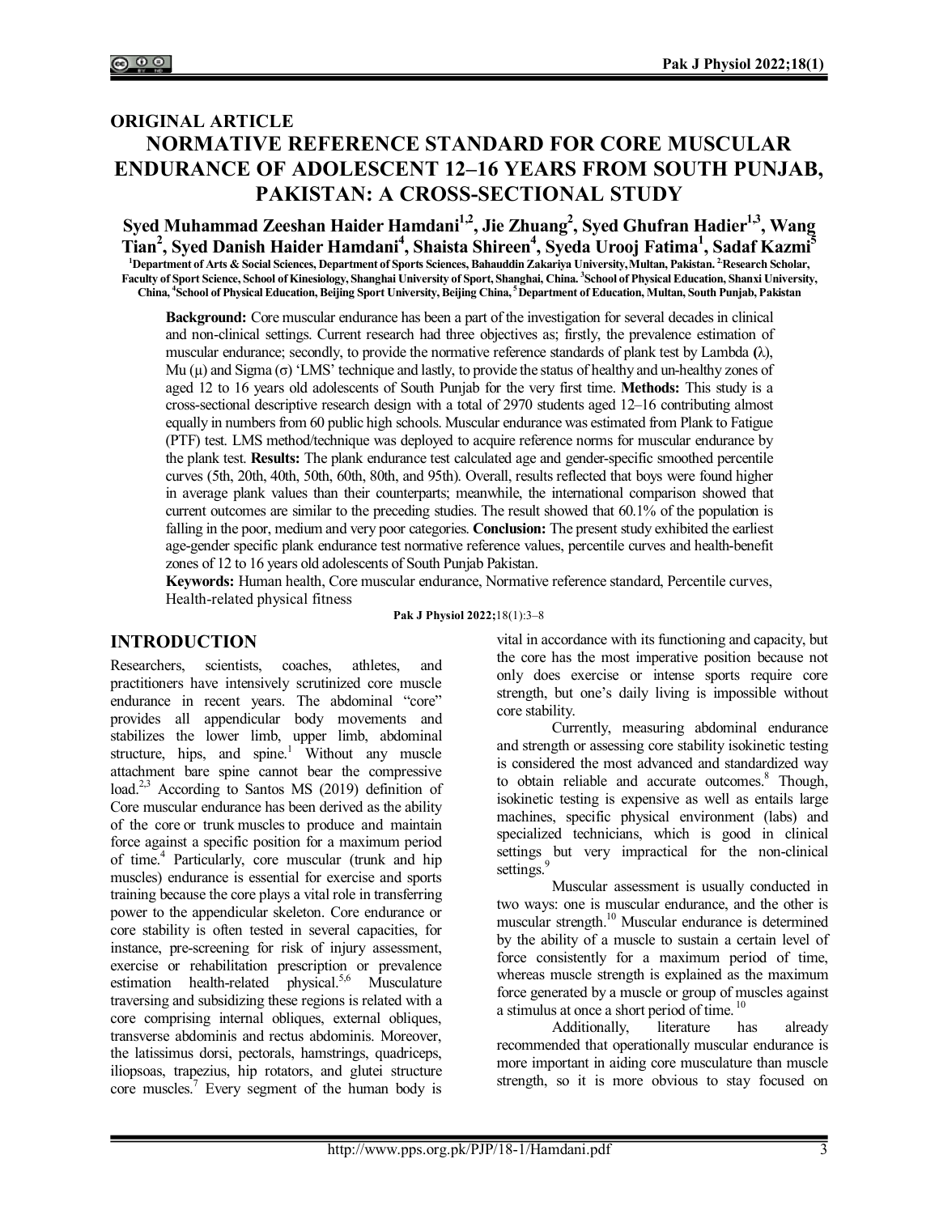## ORIGINAL ARTICLE

# NORMATIVE REFERENCE STANDARD FOR CORE MUSCULAR ENDURANCE OF ADOLESCENT 12–16 YEARS FROM SOUTH PUNJAB, PAKISTAN: A CROSS-SECTIONAL STUDY

**Syed Muhammad Zeeshan Haider Hamdani[1,2], Jie Zhuang[2], Syed Ghufran Hadier[1,3], Wang Tian[2], Syed Danish Haider Hamdani[4], Shaista Shireen[4], Syeda Urooj Fatima[1], Sadaf Kazmi[5]**

[1]Department of Arts & Social Sciences, Department of Sports Sciences, Bahauddin Zakariya University, Multan, Pakistan. [2]Research Scholar, Faculty of Sport Science, School of Kinesiology, Shanghai University of Sport, Shanghai, China. [3]School of Physical Education, Shanxi University, China, [4]School of Physical Education, Beijing Sport University, Beijing China, [5]Department of Education, Multan, South Punjab, Pakistan

**Background:** Core muscular endurance has been a part of the investigation for several decades in clinical and non-clinical settings. Current research had three objectives as; firstly, the prevalence estimation of muscular endurance; secondly, to provide the normative reference standards of plank test by Lambda (λ), Mu (μ) and Sigma (σ) 'LMS' technique and lastly, to provide the status of healthy and un-healthy zones of aged 12 to 16 years old adolescents of South Punjab for the very first time. **Methods:** This study is a cross-sectional descriptive research design with a total of 2970 students aged 12–16 contributing almost equally in numbers from 60 public high schools. Muscular endurance was estimated from Plank to Fatigue (PTF) test. LMS method/technique was deployed to acquire reference norms for muscular endurance by the plank test. **Results:** The plank endurance test calculated age and gender-specific smoothed percentile curves (5th, 20th, 40th, 50th, 60th, 80th, and 95th). Overall, results reflected that boys were found higher in average plank values than their counterparts; meanwhile, the international comparison showed that current outcomes are similar to the preceding studies. The result showed that 60.1% of the population is falling in the poor, medium and very poor categories. **Conclusion:** The present study exhibited the earliest age-gender specific plank endurance test normative reference values, percentile curves and health-benefit zones of 12 to 16 years old adolescents of South Punjab Pakistan.

**Keywords:** Human health, Core muscular endurance, Normative reference standard, Percentile curves, Health-related physical fitness

Pak J Physiol 2022;18(1):3–8

## INTRODUCTION

Researchers, scientists, coaches, athletes, and practitioners have intensively scrutinized core muscle endurance in recent years. The abdominal "core" provides all appendicular body movements and stabilizes the lower limb, upper limb, abdominal structure, hips, and spine.[1] Without any muscle attachment bare spine cannot bear the compressive load.[2,3] According to Santos MS (2019) definition of Core muscular endurance has been derived as the ability of the core or trunk muscles to produce and maintain force against a specific position for a maximum period of time.[4] Particularly, core muscular (trunk and hip muscles) endurance is essential for exercise and sports training because the core plays a vital role in transferring power to the appendicular skeleton. Core endurance or core stability is often tested in several capacities, for instance, pre-screening for risk of injury assessment, exercise or rehabilitation prescription or prevalence estimation health-related physical.[5,6] Musculature traversing and subsidizing these regions is related with a core comprising internal obliques, external obliques, transverse abdominis and rectus abdominis. Moreover, the latissimus dorsi, pectorals, hamstrings, quadriceps, iliopsoas, trapezius, hip rotators, and glutei structure core muscles.[7] Every segment of the human body is vital in accordance with its functioning and capacity, but the core has the most imperative position because not only does exercise or intense sports require core strength, but one's daily living is impossible without core stability.

Currently, measuring abdominal endurance and strength or assessing core stability isokinetic testing is considered the most advanced and standardized way to obtain reliable and accurate outcomes.[8] Though, isokinetic testing is expensive as well as entails large machines, specific physical environment (labs) and specialized technicians, which is good in clinical settings but very impractical for the non-clinical settings.[9]

Muscular assessment is usually conducted in two ways: one is muscular endurance, and the other is muscular strength.[10] Muscular endurance is determined by the ability of a muscle to sustain a certain level of force consistently for a maximum period of time, whereas muscle strength is explained as the maximum force generated by a muscle or group of muscles against a stimulus at once a short period of time.[10]

Additionally, literature has already recommended that operationally muscular endurance is more important in aiding core musculature than muscle strength, so it is more obvious to stay focused on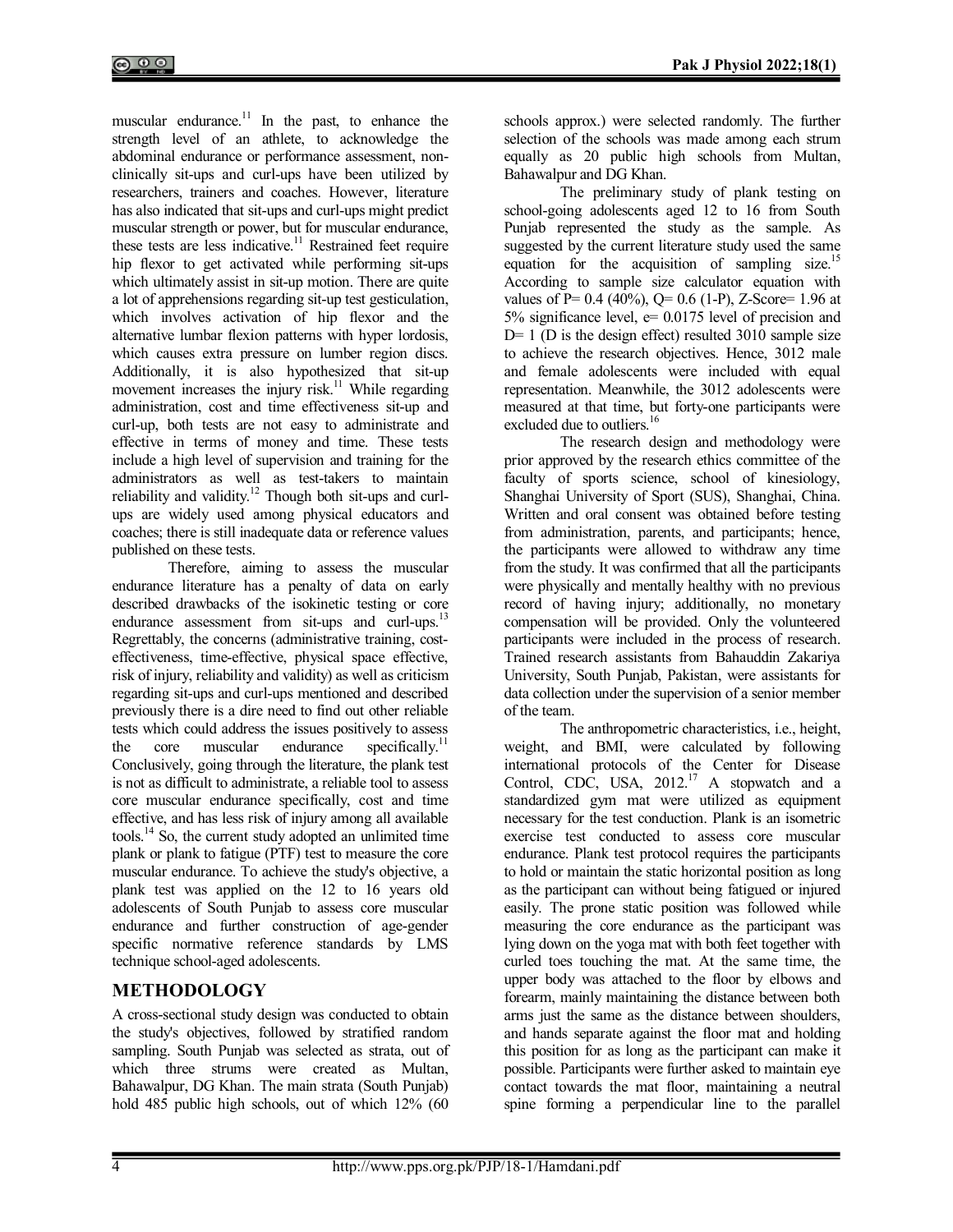muscular endurance.[11] In the past, to enhance the strength level of an athlete, to acknowledge the abdominal endurance or performance assessment, non-clinically sit-ups and curl-ups have been utilized by researchers, trainers and coaches. However, literature has also indicated that sit-ups and curl-ups might predict muscular strength or power, but for muscular endurance, these tests are less indicative.[11] Restrained feet require hip flexor to get activated while performing sit-ups which ultimately assist in sit-up motion. There are quite a lot of apprehensions regarding sit-up test gesticulation, which involves activation of hip flexor and the alternative lumbar flexion patterns with hyper lordosis, which causes extra pressure on lumber region discs. Additionally, it is also hypothesized that sit-up movement increases the injury risk.[11] While regarding administration, cost and time effectiveness sit-up and curl-up, both tests are not easy to administrate and effective in terms of money and time. These tests include a high level of supervision and training for the administrators as well as test-takers to maintain reliability and validity.[12] Though both sit-ups and curl-ups are widely used among physical educators and coaches; there is still inadequate data or reference values published on these tests.

Therefore, aiming to assess the muscular endurance literature has a penalty of data on early described drawbacks of the isokinetic testing or core endurance assessment from sit-ups and curl-ups.[13] Regrettably, the concerns (administrative training, cost-effectiveness, time-effective, physical space effective, risk of injury, reliability and validity) as well as criticism regarding sit-ups and curl-ups mentioned and described previously there is a dire need to find out other reliable tests which could address the issues positively to assess the core muscular endurance specifically.[11] Conclusively, going through the literature, the plank test is not as difficult to administrate, a reliable tool to assess core muscular endurance specifically, cost and time effective, and has less risk of injury among all available tools.[14] So, the current study adopted an unlimited time plank or plank to fatigue (PTF) test to measure the core muscular endurance. To achieve the study's objective, a plank test was applied on the 12 to 16 years old adolescents of South Punjab to assess core muscular endurance and further construction of age-gender specific normative reference standards by LMS technique school-aged adolescents.

## METHODOLOGY

A cross-sectional study design was conducted to obtain the study's objectives, followed by stratified random sampling. South Punjab was selected as strata, out of which three strums were created as Multan, Bahawalpur, DG Khan. The main strata (South Punjab) hold 485 public high schools, out of which 12% (60 schools approx.) were selected randomly. The further selection of the schools was made among each strum equally as 20 public high schools from Multan, Bahawalpur and DG Khan.

The preliminary study of plank testing on school-going adolescents aged 12 to 16 from South Punjab represented the study as the sample. As suggested by the current literature study used the same equation for the acquisition of sampling size.[15] According to sample size calculator equation with values of P= 0.4 (40%), Q= 0.6 (1-P), Z-Score= 1.96 at 5% significance level, e= 0.0175 level of precision and D= 1 (D is the design effect) resulted 3010 sample size to achieve the research objectives. Hence, 3012 male and female adolescents were included with equal representation. Meanwhile, the 3012 adolescents were measured at that time, but forty-one participants were excluded due to outliers.[16]

The research design and methodology were prior approved by the research ethics committee of the faculty of sports science, school of kinesiology, Shanghai University of Sport (SUS), Shanghai, China. Written and oral consent was obtained before testing from administration, parents, and participants; hence, the participants were allowed to withdraw any time from the study. It was confirmed that all the participants were physically and mentally healthy with no previous record of having injury; additionally, no monetary compensation will be provided. Only the volunteered participants were included in the process of research. Trained research assistants from Bahauddin Zakariya University, South Punjab, Pakistan, were assistants for data collection under the supervision of a senior member of the team.

The anthropometric characteristics, i.e., height, weight, and BMI, were calculated by following international protocols of the Center for Disease Control, CDC, USA, 2012.[17] A stopwatch and a standardized gym mat were utilized as equipment necessary for the test conduction. Plank is an isometric exercise test conducted to assess core muscular endurance. Plank test protocol requires the participants to hold or maintain the static horizontal position as long as the participant can without being fatigued or injured easily. The prone static position was followed while measuring the core endurance as the participant was lying down on the yoga mat with both feet together with curled toes touching the mat. At the same time, the upper body was attached to the floor by elbows and forearm, mainly maintaining the distance between both arms just the same as the distance between shoulders, and hands separate against the floor mat and holding this position for as long as the participant can make it possible. Participants were further asked to maintain eye contact towards the mat floor, maintaining a neutral spine forming a perpendicular line to the parallel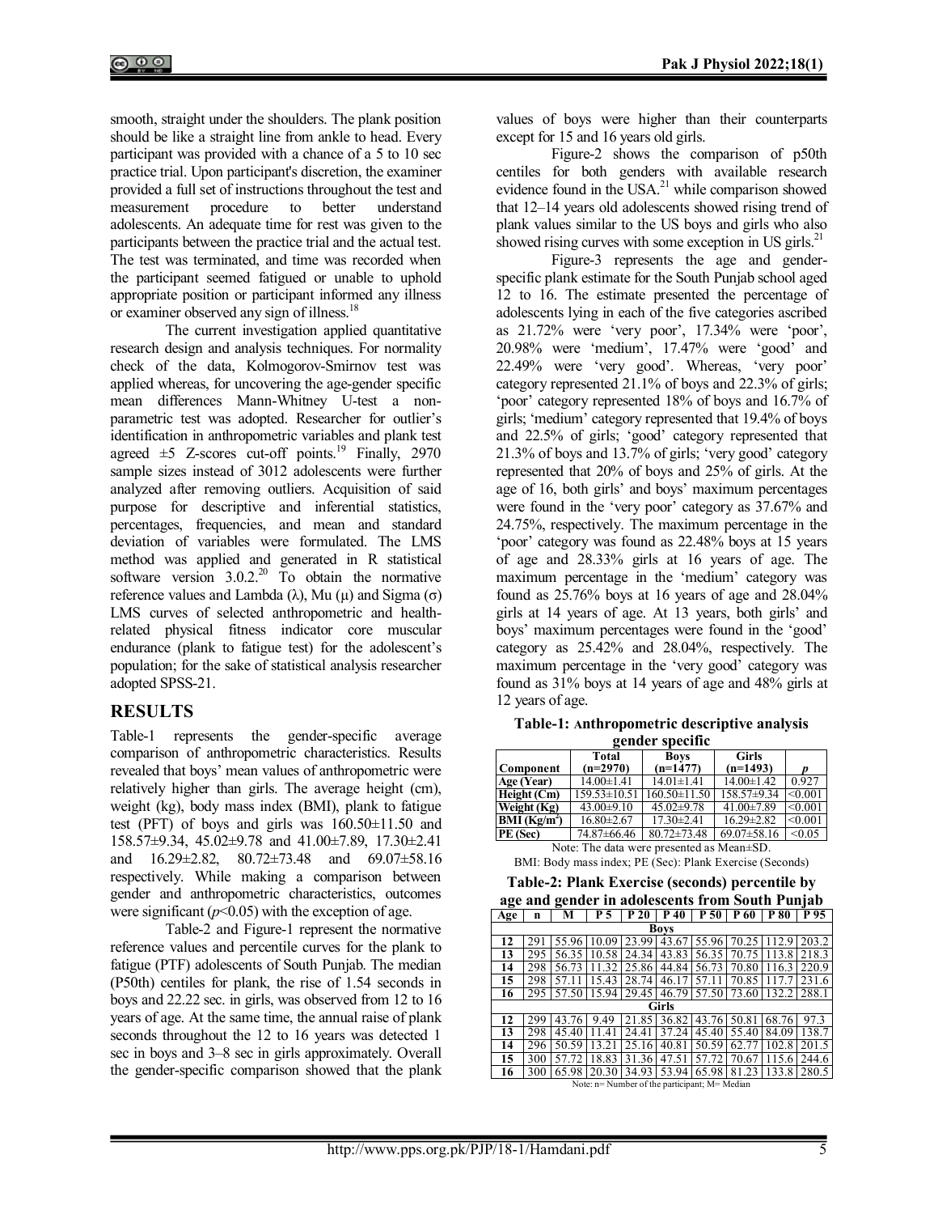smooth, straight under the shoulders. The plank position should be like a straight line from ankle to head. Every participant was provided with a chance of a 5 to 10 sec practice trial. Upon participant's discretion, the examiner provided a full set of instructions throughout the test and measurement procedure to better understand adolescents. An adequate time for rest was given to the participants between the practice trial and the actual test. The test was terminated, and time was recorded when the participant seemed fatigued or unable to uphold appropriate position or participant informed any illness or examiner observed any sign of illness.[18]

The current investigation applied quantitative research design and analysis techniques. For normality check of the data, Kolmogorov-Smirnov test was applied whereas, for uncovering the age-gender specific mean differences Mann-Whitney U-test a non-parametric test was adopted. Researcher for outlier's identification in anthropometric variables and plank test agreed ±5 Z-scores cut-off points.[19] Finally, 2970 sample sizes instead of 3012 adolescents were further analyzed after removing outliers. Acquisition of said purpose for descriptive and inferential statistics, percentages, frequencies, and mean and standard deviation of variables were formulated. The LMS method was applied and generated in R statistical software version 3.0.2.[20] To obtain the normative reference values and Lambda (λ), Mu (μ) and Sigma (σ) LMS curves of selected anthropometric and health-related physical fitness indicator core muscular endurance (plank to fatigue test) for the adolescent's population; for the sake of statistical analysis researcher adopted SPSS-21.

## RESULTS

Table-1 represents the gender-specific average comparison of anthropometric characteristics. Results revealed that boys' mean values of anthropometric were relatively higher than girls. The average height (cm), weight (kg), body mass index (BMI), plank to fatigue test (PFT) of boys and girls was 160.50±11.50 and 158.57±9.34, 45.02±9.78 and 41.00±7.89, 17.30±2.41 and 16.29±2.82, 80.72±73.48 and 69.07±58.16 respectively. While making a comparison between gender and anthropometric characteristics, outcomes were significant ($p<0.05$) with the exception of age.

Table-2 and Figure-1 represent the normative reference values and percentile curves for the plank to fatigue (PTF) adolescents of South Punjab. The median (P50th) centiles for plank, the rise of 1.54 seconds in boys and 22.22 sec. in girls, was observed from 12 to 16 years of age. At the same time, the annual raise of plank seconds throughout the 12 to 16 years was detected 1 sec in boys and 3–8 sec in girls approximately. Overall the gender-specific comparison showed that the plank values of boys were higher than their counterparts except for 15 and 16 years old girls.

Figure-2 shows the comparison of p50th centiles for both genders with available research evidence found in the USA.[21] while comparison showed that 12–14 years old adolescents showed rising trend of plank values similar to the US boys and girls who also showed rising curves with some exception in US girls.[21]

Figure-3 represents the age and gender-specific plank estimate for the South Punjab school aged 12 to 16. The estimate presented the percentage of adolescents lying in each of the five categories ascribed as 21.72% were 'very poor', 17.34% were 'poor', 20.98% were 'medium', 17.47% were 'good' and 22.49% were 'very good'. Whereas, 'very poor' category represented 21.1% of boys and 22.3% of girls; 'poor' category represented 18% of boys and 16.7% of girls; 'medium' category represented that 19.4% of boys and 22.5% of girls; 'good' category represented that 21.3% of boys and 13.7% of girls; 'very good' category represented that 20% of boys and 25% of girls. At the age of 16, both girls' and boys' maximum percentages were found in the 'very poor' category as 37.67% and 24.75%, respectively. The maximum percentage in the 'poor' category was found as 22.48% boys at 15 years of age and 28.33% girls at 16 years of age. The maximum percentage in the 'medium' category was found as 25.76% boys at 16 years of age and 28.04% girls at 14 years of age. At 13 years, both girls' and boys' maximum percentages were found in the 'good' category as 25.42% and 28.04%, respectively. The maximum percentage in the 'very good' category was found as 31% boys at 14 years of age and 48% girls at 12 years of age.

**Table-1: Anthropometric descriptive analysis gender specific**

| Component | Total (n=2970) | Boys (n=1477) | Girls (n=1493) | *p* |
|---|---|---|---|---|
| Age (Year) | 14.00±1.41 | 14.01±1.41 | 14.00±1.42 | 0.927 |
| Height (Cm) | 159.53±10.51 | 160.50±11.50 | 158.57±9.34 | <0.001 |
| Weight (Kg) | 43.00±9.10 | 45.02±9.78 | 41.00±7.89 | <0.001 |
| BMI (Kg/m$^2$) | 16.80±2.67 | 17.30±2.41 | 16.29±2.82 | <0.001 |
| PE (Sec) | 74.87±66.46 | 80.72±73.48 | 69.07±58.16 | <0.05 |

Note: The data were presented as Mean±SD.
BMI: Body mass index; PE (Sec): Plank Exercise (Seconds)

**Table-2: Plank Exercise (seconds) percentile by age and gender in adolescents from South Punjab**

| Age | n | M | P 5 | P 20 | P 40 | P 50 | P 60 | P 80 | P 95 |
|---|---|---|---|---|---|---|---|---|---|
| **Boys** | | | | | | | | | |
| 12 | 291 | 55.96 | 10.09 | 23.99 | 43.67 | 55.96 | 70.25 | 112.9 | 203.2 |
| 13 | 295 | 56.35 | 10.58 | 24.34 | 43.83 | 56.35 | 70.75 | 113.8 | 218.3 |
| 14 | 298 | 56.73 | 11.32 | 25.86 | 44.84 | 56.73 | 70.80 | 116.3 | 220.9 |
| 15 | 298 | 57.11 | 15.43 | 28.74 | 46.17 | 57.11 | 70.85 | 117.7 | 231.6 |
| 16 | 295 | 57.50 | 15.94 | 29.45 | 46.79 | 57.50 | 73.60 | 132.2 | 288.1 |
| **Girls** | | | | | | | | | |
| 12 | 299 | 43.76 | 9.49 | 21.85 | 36.82 | 43.76 | 50.81 | 68.76 | 97.3 |
| 13 | 298 | 45.40 | 11.41 | 24.41 | 37.24 | 45.40 | 55.40 | 84.09 | 138.7 |
| 14 | 296 | 50.59 | 13.21 | 25.16 | 40.81 | 50.59 | 62.77 | 102.8 | 201.5 |
| 15 | 300 | 57.72 | 18.83 | 31.36 | 47.51 | 57.72 | 70.67 | 115.6 | 244.6 |
| 16 | 300 | 65.98 | 20.30 | 34.93 | 53.94 | 65.98 | 81.23 | 133.8 | 280.5 |

Note: n= Number of the participant; M= Median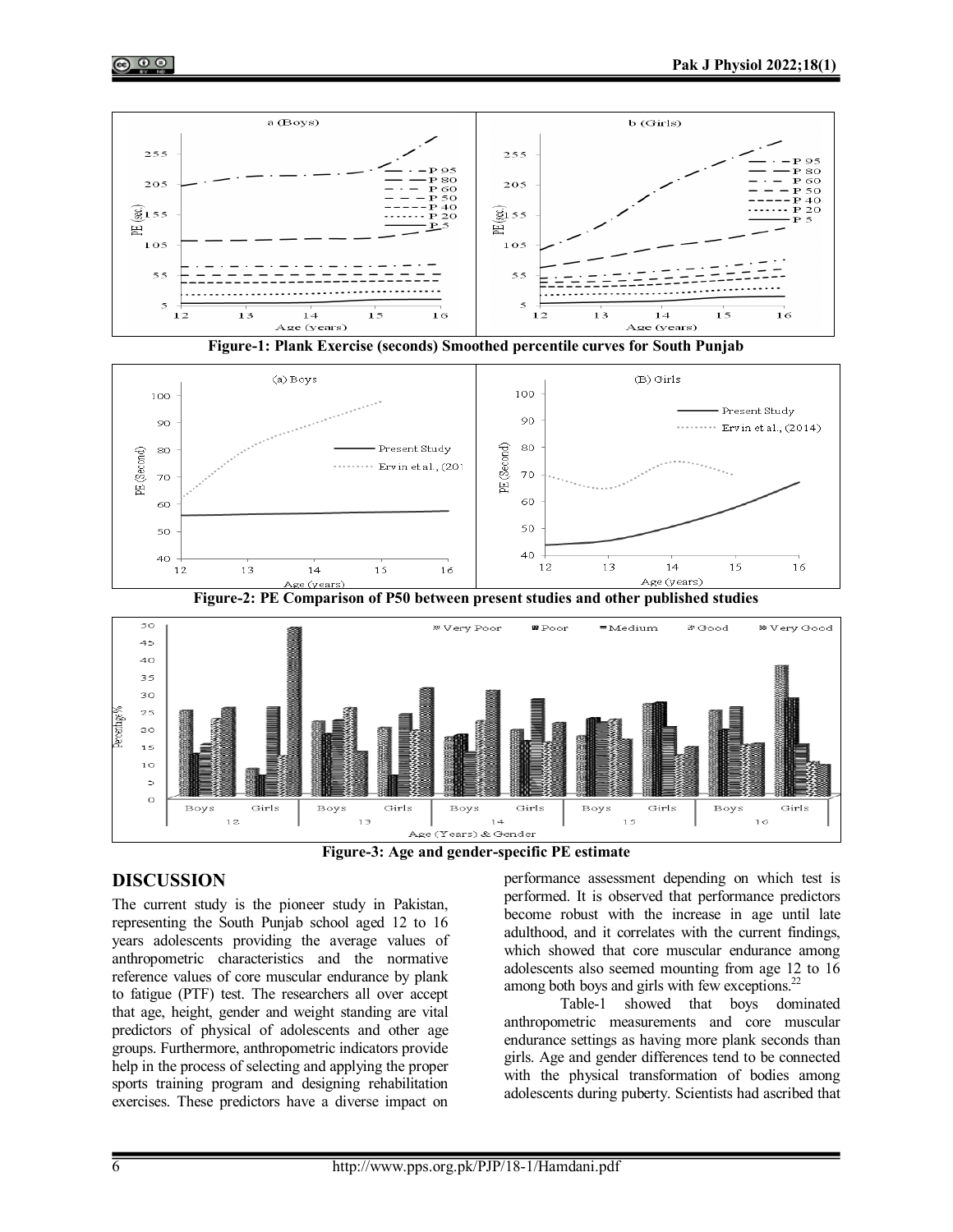Figure-1: Plank Exercise (seconds) Smoothed percentile curves for South Punjab

Figure-2: PE Comparison of P50 between present studies and other published studies

Figure-3: Age and gender-specific PE estimate

## DISCUSSION

The current study is the pioneer study in Pakistan, representing the South Punjab school aged 12 to 16 years adolescents providing the average values of anthropometric characteristics and the normative reference values of core muscular endurance by plank to fatigue (PTF) test. The researchers all over accept that age, height, gender and weight standing are vital predictors of physical of adolescents and other age groups. Furthermore, anthropometric indicators provide help in the process of selecting and applying the proper sports training program and designing rehabilitation exercises. These predictors have a diverse impact on performance assessment depending on which test is performed. It is observed that performance predictors become robust with the increase in age until late adulthood, and it correlates with the current findings, which showed that core muscular endurance among adolescents also seemed mounting from age 12 to 16 among both boys and girls with few exceptions.[22]

Table-1 showed that boys dominated anthropometric measurements and core muscular endurance settings as having more plank seconds than girls. Age and gender differences tend to be connected with the physical transformation of bodies among adolescents during puberty. Scientists had ascribed that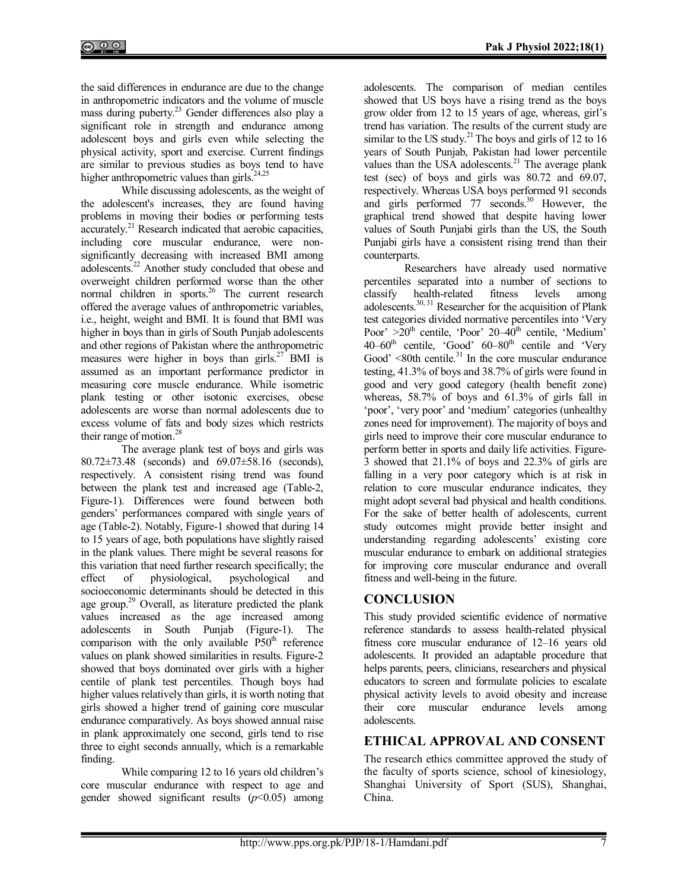the said differences in endurance are due to the change in anthropometric indicators and the volume of muscle mass during puberty.[23] Gender differences also play a significant role in strength and endurance among adolescent boys and girls even while selecting the physical activity, sport and exercise. Current findings are similar to previous studies as boys tend to have higher anthropometric values than girls.[24,25]

While discussing adolescents, as the weight of the adolescent's increases, they are found having problems in moving their bodies or performing tests accurately.[21] Research indicated that aerobic capacities, including core muscular endurance, were non-significantly decreasing with increased BMI among adolescents.[22] Another study concluded that obese and overweight children performed worse than the other normal children in sports.[26] The current research offered the average values of anthropometric variables, i.e., height, weight and BMI. It is found that BMI was higher in boys than in girls of South Punjab adolescents and other regions of Pakistan where the anthropometric measures were higher in boys than girls.[27] BMI is assumed as an important performance predictor in measuring core muscle endurance. While isometric plank testing or other isotonic exercises, obese adolescents are worse than normal adolescents due to excess volume of fats and body sizes which restricts their range of motion.[28]

The average plank test of boys and girls was 80.72±73.48 (seconds) and 69.07±58.16 (seconds), respectively. A consistent rising trend was found between the plank test and increased age (Table-2, Figure-1). Differences were found between both genders' performances compared with single years of age (Table-2). Notably, Figure-1 showed that during 14 to 15 years of age, both populations have slightly raised in the plank values. There might be several reasons for this variation that need further research specifically; the effect of physiological, psychological and socioeconomic determinants should be detected in this age group.[29] Overall, as literature predicted the plank values increased as the age increased among adolescents in South Punjab (Figure-1). The comparison with the only available $P50^{th}$ reference values on plank showed similarities in results. Figure-2 showed that boys dominated over girls with a higher centile of plank test percentiles. Though boys had higher values relatively than girls, it is worth noting that girls showed a higher trend of gaining core muscular endurance comparatively. As boys showed annual raise in plank approximately one second, girls tend to rise three to eight seconds annually, which is a remarkable finding.

While comparing 12 to 16 years old children's core muscular endurance with respect to age and gender showed significant results ($p<0.05$) among adolescents. The comparison of median centiles showed that US boys have a rising trend as the boys grow older from 12 to 15 years of age, whereas, girl's trend has variation. The results of the current study are similar to the US study.[21] The boys and girls of 12 to 16 years of South Punjab, Pakistan had lower percentile values than the USA adolescents.[21] The average plank test (sec) of boys and girls was 80.72 and 69.07, respectively. Whereas USA boys performed 91 seconds and girls performed 77 seconds.[30] However, the graphical trend showed that despite having lower values of South Punjabi girls than the US, the South Punjabi girls have a consistent rising trend than their counterparts.

Researchers have already used normative percentiles separated into a number of sections to classify health-related fitness levels among adolescents.[30,31] Researcher for the acquisition of Plank test categories divided normative percentiles into 'Very Poor' >20[th] centile, 'Poor' 20–40[th] centile, 'Medium' 40–60[th] centile, 'Good' 60–80[th] centile and 'Very Good' <80th centile.[31] In the core muscular endurance testing, 41.3% of boys and 38.7% of girls were found in good and very good category (health benefit zone) whereas, 58.7% of boys and 61.3% of girls fall in 'poor', 'very poor' and 'medium' categories (unhealthy zones need for improvement). The majority of boys and girls need to improve their core muscular endurance to perform better in sports and daily life activities. Figure-3 showed that 21.1% of boys and 22.3% of girls are falling in a very poor category which is at risk in relation to core muscular endurance indicates, they might adopt several bad physical and health conditions. For the sake of better health of adolescents, current study outcomes might provide better insight and understanding regarding adolescents' existing core muscular endurance to embark on additional strategies for improving core muscular endurance and overall fitness and well-being in the future.

## CONCLUSION

This study provided scientific evidence of normative reference standards to assess health-related physical fitness core muscular endurance of 12–16 years old adolescents. It provided an adaptable procedure that helps parents, peers, clinicians, researchers and physical educators to screen and formulate policies to escalate physical activity levels to avoid obesity and increase their core muscular endurance levels among adolescents.

## ETHICAL APPROVAL AND CONSENT

The research ethics committee approved the study of the faculty of sports science, school of kinesiology, Shanghai University of Sport (SUS), Shanghai, China.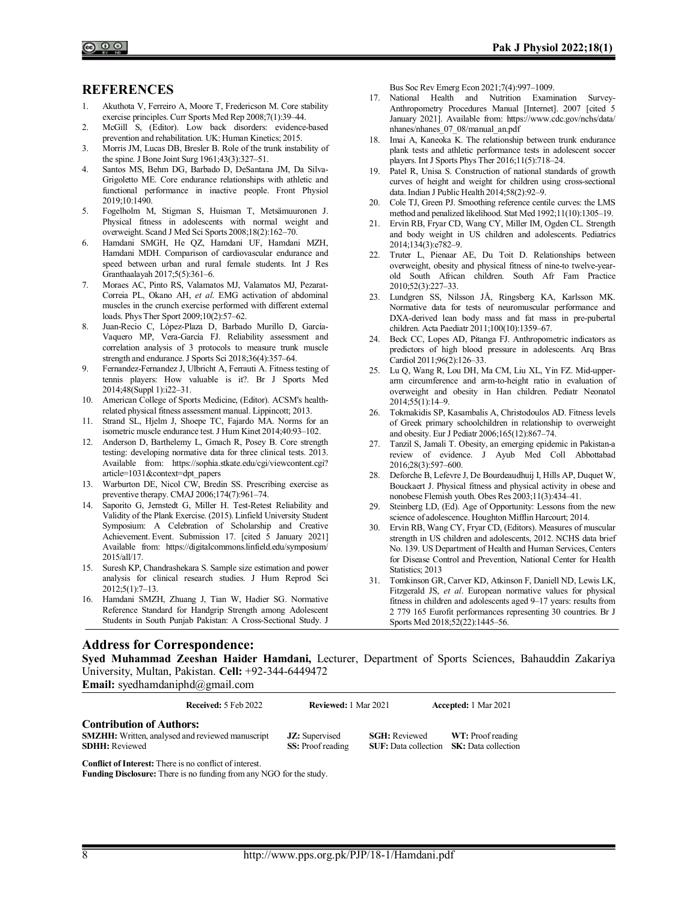## REFERENCES

1. Akuthota V, Ferreiro A, Moore T, Fredericson M. Core stability exercise principles. Curr Sports Med Rep 2008;7(1):39–44.
2. McGill S, (Editor). Low back disorders: evidence-based prevention and rehabilitation. UK: Human Kinetics; 2015.
3. Morris JM, Lucas DB, Bresler B. Role of the trunk instability of the spine. J Bone Joint Surg 1961;43(3):327–51.
4. Santos MS, Behm DG, Barbado D, DeSantana JM, Da Silva-Grigoletto ME. Core endurance relationships with athletic and functional performance in inactive people. Front Physiol 2019;10:1490.
5. Fogelholm M, Stigman S, Huisman T, Metsämuuronen J. Physical fitness in adolescents with normal weight and overweight. Scand J Med Sci Sports 2008;18(2):162–70.
6. Hamdani SMGH, He QZ, Hamdani UF, Hamdani MZH, Hamdani MDH. Comparison of cardiovascular endurance and speed between urban and rural female students. Int J Res Granthaalayah 2017;5(5):361–6.
7. Moraes AC, Pinto RS, Valamatos MJ, Valamatos MJ, Pezarat-Correia PL, Okano AH, *et al*. EMG activation of abdominal muscles in the crunch exercise performed with different external loads. Phys Ther Sport 2009;10(2):57–62.
8. Juan-Recio C, López-Plaza D, Barbado Murillo D, García-Vaquero MP, Vera-García FJ. Reliability assessment and correlation analysis of 3 protocols to measure trunk muscle strength and endurance. J Sports Sci 2018;36(4):357–64.
9. Fernandez-Fernandez J, Ulbricht A, Ferrauti A. Fitness testing of tennis players: How valuable is it?. Br J Sports Med 2014;48(Suppl 1):i22–31.
10. American College of Sports Medicine, (Editor). ACSM's health-related physical fitness assessment manual. Lippincott; 2013.
11. Strand SL, Hjelm J, Shoepe TC, Fajardo MA. Norms for an isometric muscle endurance test. J Hum Kinet 2014;40:93–102.
12. Anderson D, Barthelemy L, Gmach R, Posey B. Core strength testing: developing normative data for three clinical tests. 2013. Available from: https://sophia.stkate.edu/cgi/viewcontent.cgi?article=1031&context=dpt_papers
13. Warburton DE, Nicol CW, Bredin SS. Prescribing exercise as preventive therapy. CMAJ 2006;174(7):961–74.
14. Saporito G, Jernstedt G, Miller H. Test-Retest Reliability and Validity of the Plank Exercise. (2015). Linfield University Student Symposium: A Celebration of Scholarship and Creative Achievement. Event. Submission 17. [cited 5 January 2021] Available from: https://digitalcommons.linfield.edu/symposium/2015/all/17.
15. Suresh KP, Chandrashekara S. Sample size estimation and power analysis for clinical research studies. J Hum Reprod Sci 2012;5(1):7–13.
16. Hamdani SMZH, Zhuang J, Tian W, Hadier SG. Normative Reference Standard for Handgrip Strength among Adolescent Students in South Punjab Pakistan: A Cross-Sectional Study. J Bus Soc Rev Emerg Econ 2021;7(4):997–1009.
17. National Health and Nutrition Examination Survey-Anthropometry Procedures Manual [Internet]. 2007 [cited 5 January 2021]. Available from: https://www.cdc.gov/nchs/data/nhanes/nhanes_07_08/manual_an.pdf
18. Imai A, Kaneoka K. The relationship between trunk endurance plank tests and athletic performance tests in adolescent soccer players. Int J Sports Phys Ther 2016;11(5):718–24.
19. Patel R, Unisa S. Construction of national standards of growth curves of height and weight for children using cross-sectional data. Indian J Public Health 2014;58(2):92–9.
20. Cole TJ, Green PJ. Smoothing reference centile curves: the LMS method and penalized likelihood. Stat Med 1992;11(10):1305–19.
21. Ervin RB, Fryar CD, Wang CY, Miller IM, Ogden CL. Strength and body weight in US children and adolescents. Pediatrics 2014;134(3):e782–9.
22. Truter L, Pienaar AE, Du Toit D. Relationships between overweight, obesity and physical fitness of nine-to twelve-year-old South African children. South Afr Fam Practice 2010;52(3):227–33.
23. Lundgren SS, Nilsson JÅ, Ringsberg KA, Karlsson MK. Normative data for tests of neuromuscular performance and DXA-derived lean body mass and fat mass in pre-pubertal children. Acta Paediatr 2011;100(10):1359–67.
24. Beck CC, Lopes AD, Pitanga FJ. Anthropometric indicators as predictors of high blood pressure in adolescents. Arq Bras Cardiol 2011;96(2):126–33.
25. Lu Q, Wang R, Lou DH, Ma CM, Liu XL, Yin FZ. Mid-upper-arm circumference and arm-to-height ratio in evaluation of overweight and obesity in Han children. Pediatr Neonatol 2014;55(1):14–9.
26. Tokmakidis SP, Kasambalis A, Christodoulos AD. Fitness levels of Greek primary schoolchildren in relationship to overweight and obesity. Eur J Pediatr 2006;165(12):867–74.
27. Tanzil S, Jamali T. Obesity, an emerging epidemic in Pakistan-a review of evidence. J Ayub Med Coll Abbottabad 2016;28(3):597–600.
28. Deforche B, Lefevre J, De Bourdeaudhuij I, Hills AP, Duquet W, Bouckaert J. Physical fitness and physical activity in obese and nonobese Flemish youth. Obes Res 2003;11(3):434–41.
29. Steinberg LD, (Ed). Age of Opportunity: Lessons from the new science of adolescence. Houghton Mifflin Harcourt; 2014.
30. Ervin RB, Wang CY, Fryar CD, (Editors). Measures of muscular strength in US children and adolescents, 2012. NCHS data brief No. 139. US Department of Health and Human Services, Centers for Disease Control and Prevention, National Center for Health Statistics; 2013
31. Tomkinson GR, Carver KD, Atkinson F, Daniell ND, Lewis LK, Fitzgerald JS, *et al*. European normative values for physical fitness in children and adolescents aged 9–17 years: results from 2 779 165 Eurofit performances representing 30 countries. Br J Sports Med 2018;52(22):1445–56.

## Address for Correspondence:

**Syed Muhammad Zeeshan Haider Hamdani,** Lecturer, Department of Sports Sciences, Bahauddin Zakariya University, Multan, Pakistan. **Cell:** +92-344-6449472
**Email:** syedhamdaniphd@gmail.com

**Received:** 5 Feb 2022 **Reviewed:** 1 Mar 2021 **Accepted:** 1 Mar 2021

### Contribution of Authors:

**SMZHH:** Written, analysed and reviewed manuscript **JZ:** Supervised **SGH:** Reviewed **WT:** Proof reading
**SDHH:** Reviewed **SS:** Proof reading **SUF:** Data collection **SK:** Data collection

**Conflict of Interest:** There is no conflict of interest.
**Funding Disclosure:** There is no funding from any NGO for the study.